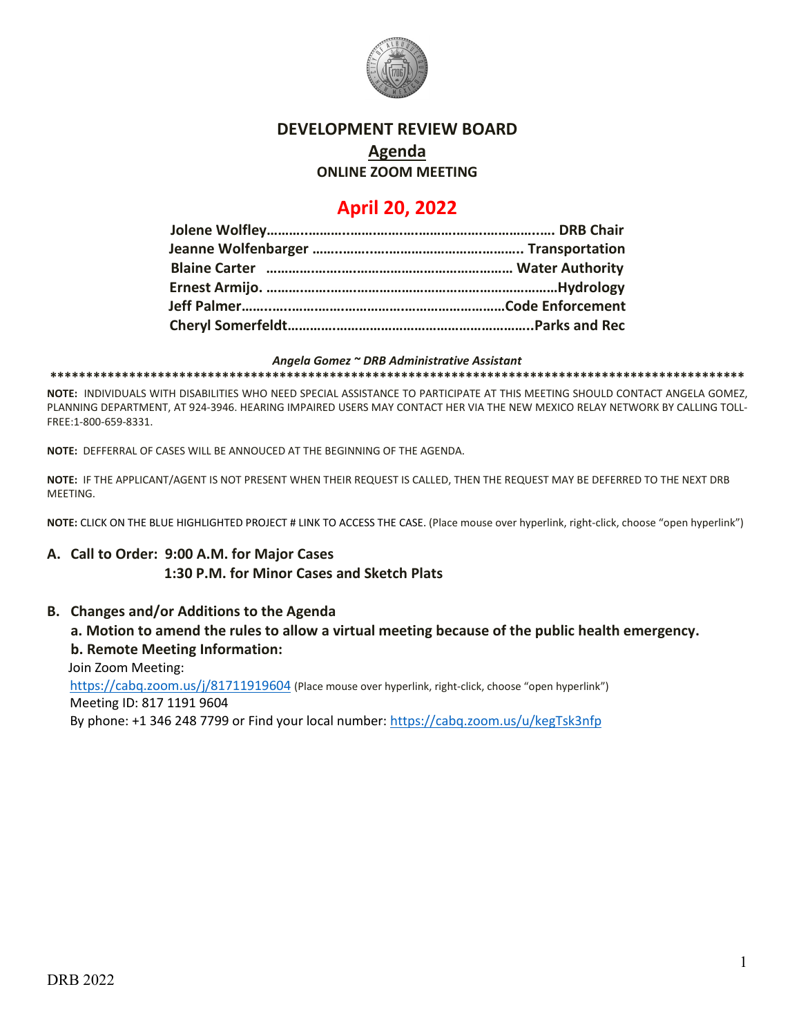# DEVELOPMENT REVIEW BOARD

## Agenda

**ONLINE ZOOM MEETING**

## April 20, 2022

**Jolene Wolfley…………………………………………………………… DRB Chair**
**Jeanne Wolfenbarger ………………………………………………….. Transportation**
**Blaine Carter ………………………………………………………… Water Authority**
**Ernest Armijo. …………………………………………………………………Hydrology**
**Jeff Palmer…………………………………………………………………Code Enforcement**
**Cheryl Somerfeldt…………………………………………………………..Parks and Rec**

***Angela Gomez ~ DRB Administrative Assistant***

**************************************************************************************************

**NOTE:** INDIVIDUALS WITH DISABILITIES WHO NEED SPECIAL ASSISTANCE TO PARTICIPATE AT THIS MEETING SHOULD CONTACT ANGELA GOMEZ, PLANNING DEPARTMENT, AT 924-3946. HEARING IMPAIRED USERS MAY CONTACT HER VIA THE NEW MEXICO RELAY NETWORK BY CALLING TOLL-FREE:1-800-659-8331.

**NOTE:** DEFFERRAL OF CASES WILL BE ANNOUCED AT THE BEGINNING OF THE AGENDA.

**NOTE:** IF THE APPLICANT/AGENT IS NOT PRESENT WHEN THEIR REQUEST IS CALLED, THEN THE REQUEST MAY BE DEFERRED TO THE NEXT DRB MEETING.

**NOTE:** CLICK ON THE BLUE HIGHLIGHTED PROJECT # LINK TO ACCESS THE CASE. (Place mouse over hyperlink, right-click, choose "open hyperlink")

**A. Call to Order: 9:00 A.M. for Major Cases**
**1:30 P.M. for Minor Cases and Sketch Plats**

**B. Changes and/or Additions to the Agenda**

**a. Motion to amend the rules to allow a virtual meeting because of the public health emergency.**

**b. Remote Meeting Information:**

Join Zoom Meeting:
https://cabq.zoom.us/j/81711919604 (Place mouse over hyperlink, right-click, choose "open hyperlink")
Meeting ID: 817 1191 9604
By phone: +1 346 248 7799 or Find your local number: https://cabq.zoom.us/u/kegTsk3nfp

DRB 2022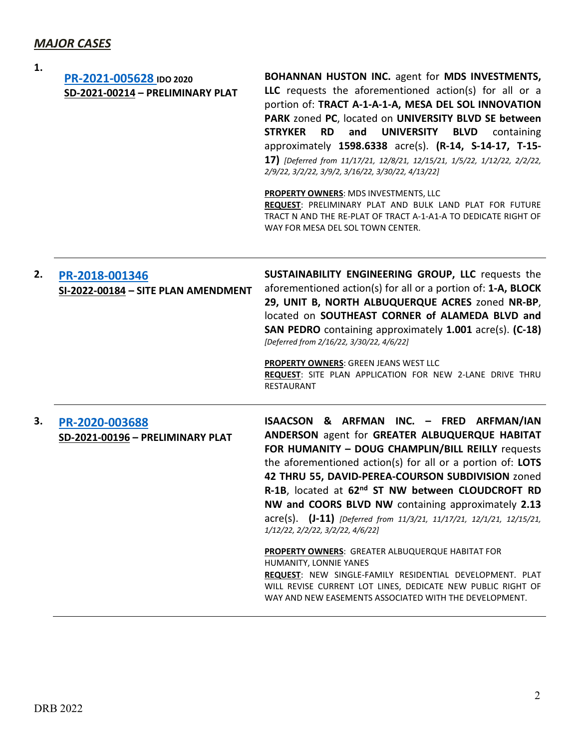## *MAJOR CASES*

**1.**

**PR-2021-005628** **IDO 2020**
**SD-2021-00214 – PRELIMINARY PLAT**

**BOHANNAN HUSTON INC.** agent for **MDS INVESTMENTS, LLC** requests the aforementioned action(s) for all or a portion of: **TRACT A-1-A-1-A, MESA DEL SOL INNOVATION PARK** zoned **PC**, located on **UNIVERSITY BLVD SE between STRYKER RD and UNIVERSITY BLVD** containing approximately **1598.6338** acre(s). **(R-14, S-14-17, T-15-17)** *[Deferred from 11/17/21, 12/8/21, 12/15/21, 1/5/22, 1/12/22, 2/2/22, 2/9/22, 3/2/22, 3/9/2, 3/16/22, 3/30/22, 4/13/22]*

**PROPERTY OWNERS**: MDS INVESTMENTS, LLC
**REQUEST**: PRELIMINARY PLAT AND BULK LAND PLAT FOR FUTURE TRACT N AND THE RE-PLAT OF TRACT A-1-A1-A TO DEDICATE RIGHT OF WAY FOR MESA DEL SOL TOWN CENTER.

---

**2.**

**PR-2018-001346**
**SI-2022-00184 – SITE PLAN AMENDMENT**

**SUSTAINABILITY ENGINEERING GROUP, LLC** requests the aforementioned action(s) for all or a portion of: **1-A, BLOCK 29, UNIT B, NORTH ALBUQUERQUE ACRES** zoned **NR-BP**, located on **SOUTHEAST CORNER of ALAMEDA BLVD and SAN PEDRO** containing approximately **1.001** acre(s). **(C-18)** *[Deferred from 2/16/22, 3/30/22, 4/6/22]*

**PROPERTY OWNERS**: GREEN JEANS WEST LLC
**REQUEST**: SITE PLAN APPLICATION FOR NEW 2-LANE DRIVE THRU RESTAURANT

---

**3.**

**PR-2020-003688**
**SD-2021-00196 – PRELIMINARY PLAT**

**ISAACSON & ARFMAN INC. – FRED ARFMAN/IAN ANDERSON** agent for **GREATER ALBUQUERQUE HABITAT FOR HUMANITY – DOUG CHAMPLIN/BILL REILLY** requests the aforementioned action(s) for all or a portion of: **LOTS 42 THRU 55, DAVID-PEREA-COURSON SUBDIVISION** zoned **R-1B**, located at **62nd ST NW between CLOUDCROFT RD NW and COORS BLVD NW** containing approximately **2.13** acre(s). **(J-11)** *[Deferred from 11/3/21, 11/17/21, 12/1/21, 12/15/21, 1/12/22, 2/2/22, 3/2/22, 4/6/22]*

**PROPERTY OWNERS**: GREATER ALBUQUERQUE HABITAT FOR HUMANITY, LONNIE YANES
**REQUEST**: NEW SINGLE-FAMILY RESIDENTIAL DEVELOPMENT. PLAT WILL REVISE CURRENT LOT LINES, DEDICATE NEW PUBLIC RIGHT OF WAY AND NEW EASEMENTS ASSOCIATED WITH THE DEVELOPMENT.

---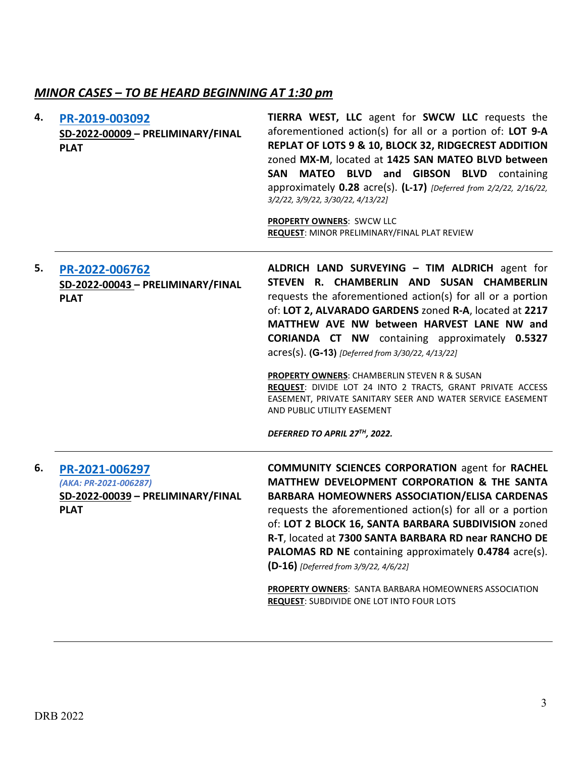## *MINOR CASES – TO BE HEARD BEGINNING AT 1:30 pm*

**4.** **PR-2019-003092**
**SD-2022-00009 – PRELIMINARY/FINAL PLAT**

**TIERRA WEST, LLC** agent for **SWCW LLC** requests the aforementioned action(s) for all or a portion of: **LOT 9-A REPLAT OF LOTS 9 & 10, BLOCK 32, RIDGECREST ADDITION** zoned **MX-M**, located at **1425 SAN MATEO BLVD between SAN MATEO BLVD and GIBSON BLVD** containing approximately **0.28** acre(s). **(L-17)** *[Deferred from 2/2/22, 2/16/22, 3/2/22, 3/9/22, 3/30/22, 4/13/22]*

**PROPERTY OWNERS**: SWCW LLC
**REQUEST**: MINOR PRELIMINARY/FINAL PLAT REVIEW

---

**5.** **PR-2022-006762**
**SD-2022-00043 – PRELIMINARY/FINAL PLAT**

**ALDRICH LAND SURVEYING – TIM ALDRICH** agent for **STEVEN R. CHAMBERLIN AND SUSAN CHAMBERLIN** requests the aforementioned action(s) for all or a portion of: **LOT 2, ALVARADO GARDENS** zoned **R-A**, located at **2217 MATTHEW AVE NW between HARVEST LANE NW and CORIANDA CT NW** containing approximately **0.5327** acres(s). **(G-13)** *[Deferred from 3/30/22, 4/13/22]*

**PROPERTY OWNERS**: CHAMBERLIN STEVEN R & SUSAN
**REQUEST**: DIVIDE LOT 24 INTO 2 TRACTS, GRANT PRIVATE ACCESS EASEMENT, PRIVATE SANITARY SEER AND WATER SERVICE EASEMENT AND PUBLIC UTILITY EASEMENT

***DEFERRED TO APRIL 27TH, 2022.***

---

**6.** **PR-2021-006297**
*(AKA: PR-2021-006287)*
**SD-2022-00039 – PRELIMINARY/FINAL PLAT**

**COMMUNITY SCIENCES CORPORATION** agent for **RACHEL MATTHEW DEVELOPMENT CORPORATION & THE SANTA BARBARA HOMEOWNERS ASSOCIATION/ELISA CARDENAS** requests the aforementioned action(s) for all or a portion of: **LOT 2 BLOCK 16, SANTA BARBARA SUBDIVISION** zoned **R-T**, located at **7300 SANTA BARBARA RD near RANCHO DE PALOMAS RD NE** containing approximately **0.4784** acre(s). **(D-16)** *[Deferred from 3/9/22, 4/6/22]*

**PROPERTY OWNERS**: SANTA BARBARA HOMEOWNERS ASSOCIATION
**REQUEST**: SUBDIVIDE ONE LOT INTO FOUR LOTS

---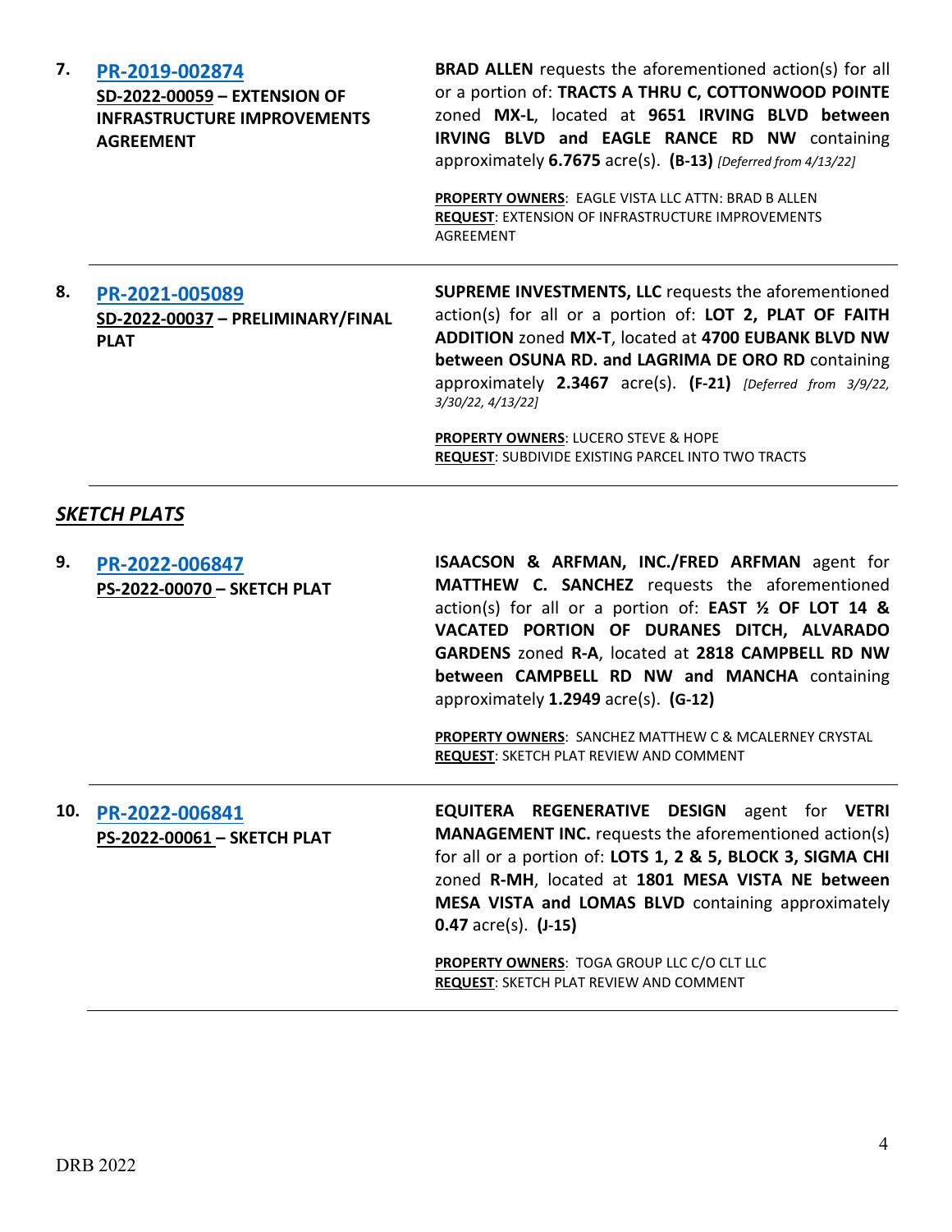**7.** **[PR-2019-002874](#)**
**SD-2022-00059 – EXTENSION OF INFRASTRUCTURE IMPROVEMENTS AGREEMENT**

**BRAD ALLEN** requests the aforementioned action(s) for all or a portion of: **TRACTS A THRU C, COTTONWOOD POINTE** zoned **MX-L**, located at **9651 IRVING BLVD between IRVING BLVD and EAGLE RANCE RD NW** containing approximately **6.7675** acre(s). **(B-13)** *[Deferred from 4/13/22]*

**PROPERTY OWNERS**: EAGLE VISTA LLC ATTN: BRAD B ALLEN
**REQUEST**: EXTENSION OF INFRASTRUCTURE IMPROVEMENTS AGREEMENT

---

**8.** **[PR-2021-005089](#)**
**SD-2022-00037 – PRELIMINARY/FINAL PLAT**

**SUPREME INVESTMENTS, LLC** requests the aforementioned action(s) for all or a portion of: **LOT 2, PLAT OF FAITH ADDITION** zoned **MX-T**, located at **4700 EUBANK BLVD NW between OSUNA RD. and LAGRIMA DE ORO RD** containing approximately **2.3467** acre(s). **(F-21)** *[Deferred from 3/9/22, 3/30/22, 4/13/22]*

**PROPERTY OWNERS**: LUCERO STEVE & HOPE
**REQUEST**: SUBDIVIDE EXISTING PARCEL INTO TWO TRACTS

---

## ***SKETCH PLATS***

**9.** **[PR-2022-006847](#)**
**PS-2022-00070 – SKETCH PLAT**

**ISAACSON & ARFMAN, INC./FRED ARFMAN** agent for **MATTHEW C. SANCHEZ** requests the aforementioned action(s) for all or a portion of: **EAST ½ OF LOT 14 & VACATED PORTION OF DURANES DITCH, ALVARADO GARDENS** zoned **R-A**, located at **2818 CAMPBELL RD NW between CAMPBELL RD NW and MANCHA** containing approximately **1.2949** acre(s). **(G-12)**

**PROPERTY OWNERS**: SANCHEZ MATTHEW C & MCALERNEY CRYSTAL
**REQUEST**: SKETCH PLAT REVIEW AND COMMENT

---

**10.** **[PR-2022-006841](#)**
**PS-2022-00061 – SKETCH PLAT**

**EQUITERA REGENERATIVE DESIGN** agent for **VETRI MANAGEMENT INC.** requests the aforementioned action(s) for all or a portion of: **LOTS 1, 2 & 5, BLOCK 3, SIGMA CHI** zoned **R-MH**, located at **1801 MESA VISTA NE between MESA VISTA and LOMAS BLVD** containing approximately **0.47** acre(s). **(J-15)**

**PROPERTY OWNERS**: TOGA GROUP LLC C/O CLT LLC
**REQUEST**: SKETCH PLAT REVIEW AND COMMENT

---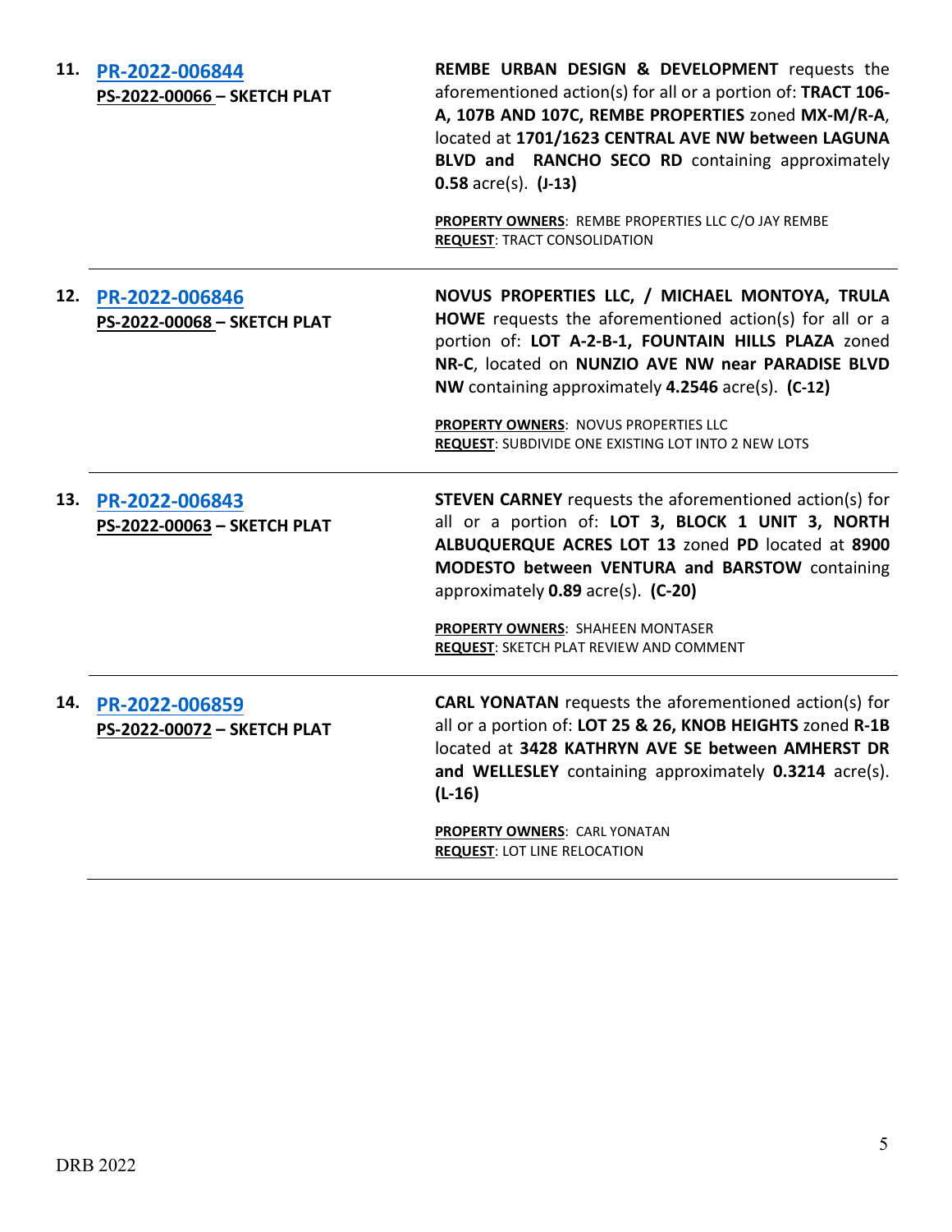| | | |
|---|---|---|
| **11.** | **PR-2022-006844**<br>**PS-2022-00066 – SKETCH PLAT** | **REMBE URBAN DESIGN & DEVELOPMENT** requests the aforementioned action(s) for all or a portion of: **TRACT 106-A, 107B AND 107C, REMBE PROPERTIES** zoned **MX-M/R-A**, located at **1701/1623 CENTRAL AVE NW between LAGUNA BLVD and RANCHO SECO RD** containing approximately **0.58** acre(s). **(J-13)**<br><br>**PROPERTY OWNERS**: REMBE PROPERTIES LLC C/O JAY REMBE<br>**REQUEST**: TRACT CONSOLIDATION |
| **12.** | **PR-2022-006846**<br>**PS-2022-00068 – SKETCH PLAT** | **NOVUS PROPERTIES LLC, / MICHAEL MONTOYA, TRULA HOWE** requests the aforementioned action(s) for all or a portion of: **LOT A-2-B-1, FOUNTAIN HILLS PLAZA** zoned **NR-C**, located on **NUNZIO AVE NW near PARADISE BLVD NW** containing approximately **4.2546** acre(s). **(C-12)**<br><br>**PROPERTY OWNERS**: NOVUS PROPERTIES LLC<br>**REQUEST**: SUBDIVIDE ONE EXISTING LOT INTO 2 NEW LOTS |
| **13.** | **PR-2022-006843**<br>**PS-2022-00063 – SKETCH PLAT** | **STEVEN CARNEY** requests the aforementioned action(s) for all or a portion of: **LOT 3, BLOCK 1 UNIT 3, NORTH ALBUQUERQUE ACRES LOT 13** zoned **PD** located at **8900 MODESTO between VENTURA and BARSTOW** containing approximately **0.89** acre(s). **(C-20)**<br><br>**PROPERTY OWNERS**: SHAHEEN MONTASER<br>**REQUEST**: SKETCH PLAT REVIEW AND COMMENT |
| **14.** | **PR-2022-006859**<br>**PS-2022-00072 – SKETCH PLAT** | **CARL YONATAN** requests the aforementioned action(s) for all or a portion of: **LOT 25 & 26, KNOB HEIGHTS** zoned **R-1B** located at **3428 KATHRYN AVE SE between AMHERST DR and WELLESLEY** containing approximately **0.3214** acre(s). **(L-16)**<br><br>**PROPERTY OWNERS**: CARL YONATAN<br>**REQUEST**: LOT LINE RELOCATION |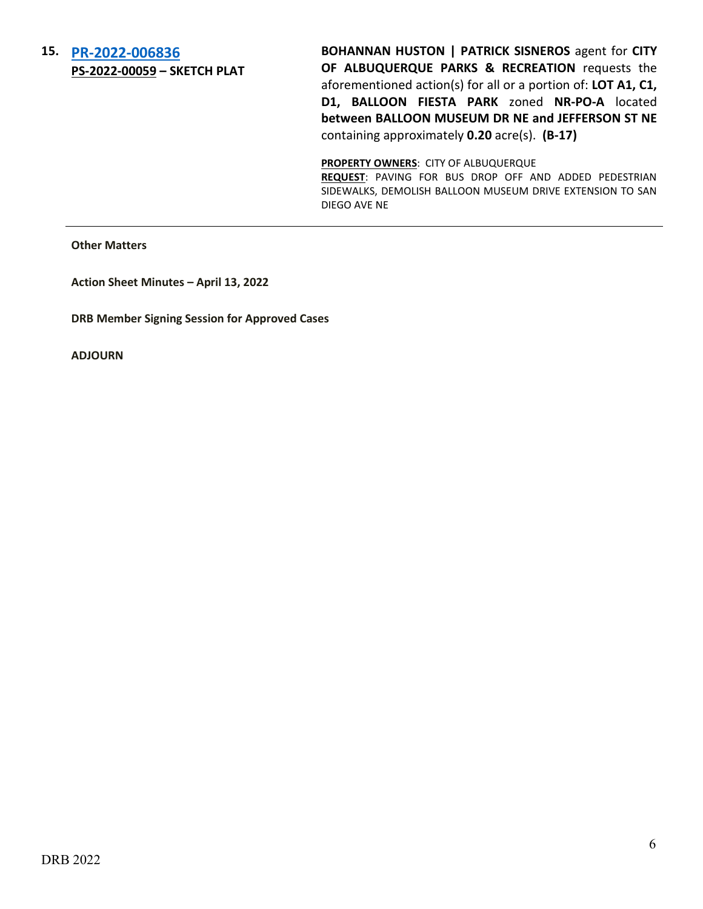**15. [PR-2022-006836](PR-2022-006836)**
**PS-2022-00059 – SKETCH PLAT**

**BOHANNAN HUSTON | PATRICK SISNEROS** agent for **CITY OF ALBUQUERQUE PARKS & RECREATION** requests the aforementioned action(s) for all or a portion of: **LOT A1, C1, D1, BALLOON FIESTA PARK** zoned **NR-PO-A** located **between BALLOON MUSEUM DR NE and JEFFERSON ST NE** containing approximately **0.20** acre(s). **(B-17)**

**PROPERTY OWNERS**: CITY OF ALBUQUERQUE
**REQUEST**: PAVING FOR BUS DROP OFF AND ADDED PEDESTRIAN SIDEWALKS, DEMOLISH BALLOON MUSEUM DRIVE EXTENSION TO SAN DIEGO AVE NE

---

**Other Matters**

**Action Sheet Minutes – April 13, 2022**

**DRB Member Signing Session for Approved Cases**

**ADJOURN**

DRB 2022